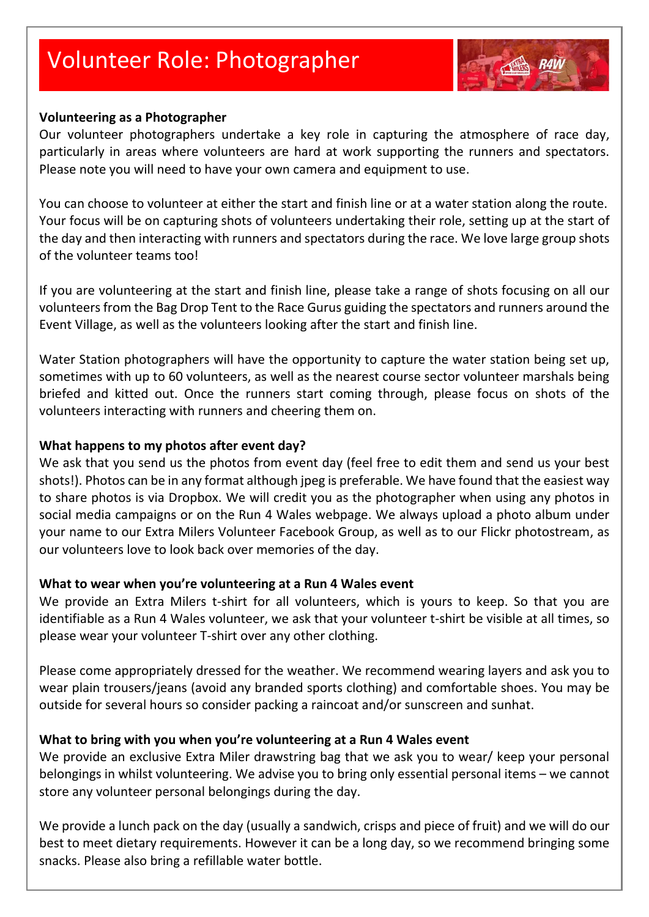# Volunteer Role: Photographer

**Volunteering as a Photographer**

Our volunteer photographers undertake a key role in capturing the atmosphere of race day, particularly in areas where volunteers are hard at work supporting the runners and spectators. Please note you will need to have your own camera and equipment to use.

You can choose to volunteer at either the start and finish line or at a water station along the route. Your focus will be on capturing shots of volunteers undertaking their role, setting up at the start of the day and then interacting with runners and spectators during the race. We love large group shots of the volunteer teams too!

If you are volunteering at the start and finish line, please take a range of shots focusing on all our volunteers from the Bag Drop Tent to the Race Gurus guiding the spectators and runners around the Event Village, as well as the volunteers looking after the start and finish line.

Water Station photographers will have the opportunity to capture the water station being set up, sometimes with up to 60 volunteers, as well as the nearest course sector volunteer marshals being briefed and kitted out. Once the runners start coming through, please focus on shots of the volunteers interacting with runners and cheering them on.

**What happens to my photos after event day?**

We ask that you send us the photos from event day (feel free to edit them and send us your best shots!). Photos can be in any format although jpeg is preferable. We have found that the easiest way to share photos is via Dropbox. We will credit you as the photographer when using any photos in social media campaigns or on the Run 4 Wales webpage. We always upload a photo album under your name to our Extra Milers Volunteer Facebook Group, as well as to our Flickr photostream, as our volunteers love to look back over memories of the day.

**What to wear when you're volunteering at a Run 4 Wales event**

We provide an Extra Milers t-shirt for all volunteers, which is yours to keep. So that you are identifiable as a Run 4 Wales volunteer, we ask that your volunteer t-shirt be visible at all times, so please wear your volunteer T-shirt over any other clothing.

Please come appropriately dressed for the weather. We recommend wearing layers and ask you to wear plain trousers/jeans (avoid any branded sports clothing) and comfortable shoes. You may be outside for several hours so consider packing a raincoat and/or sunscreen and sunhat.

**What to bring with you when you're volunteering at a Run 4 Wales event**

We provide an exclusive Extra Miler drawstring bag that we ask you to wear/ keep your personal belongings in whilst volunteering. We advise you to bring only essential personal items – we cannot store any volunteer personal belongings during the day.

We provide a lunch pack on the day (usually a sandwich, crisps and piece of fruit) and we will do our best to meet dietary requirements. However it can be a long day, so we recommend bringing some snacks. Please also bring a refillable water bottle.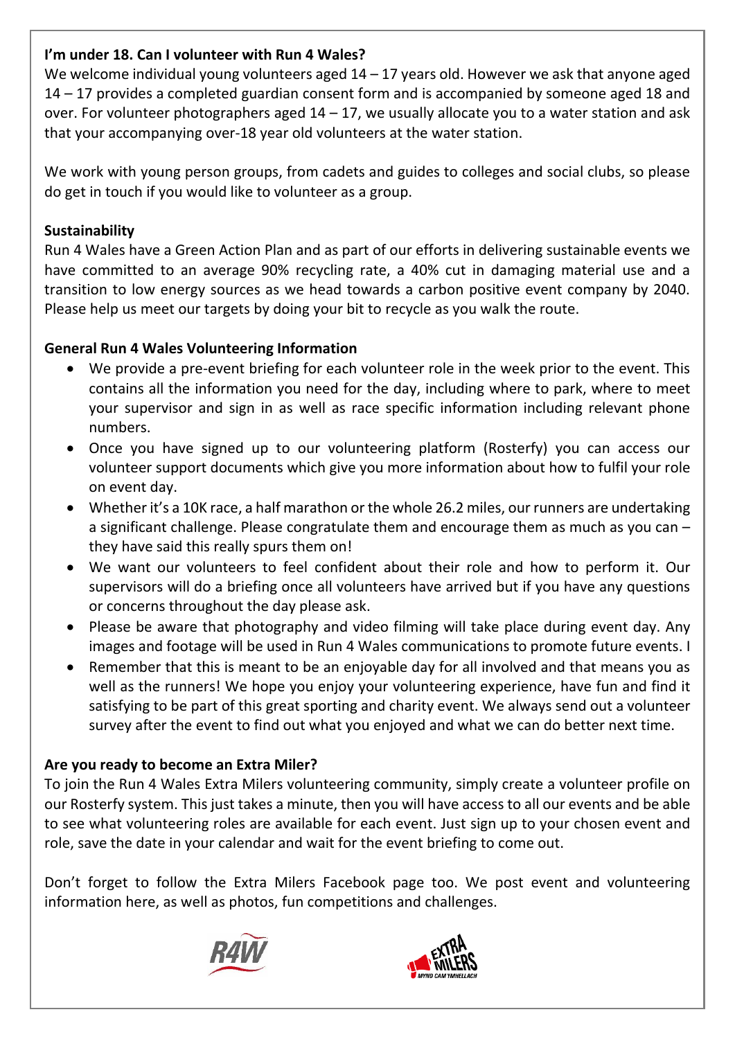**I'm under 18. Can I volunteer with Run 4 Wales?**

We welcome individual young volunteers aged 14 – 17 years old. However we ask that anyone aged 14 – 17 provides a completed guardian consent form and is accompanied by someone aged 18 and over. For volunteer photographers aged 14 – 17, we usually allocate you to a water station and ask that your accompanying over-18 year old volunteers at the water station.

We work with young person groups, from cadets and guides to colleges and social clubs, so please do get in touch if you would like to volunteer as a group.

**Sustainability**

Run 4 Wales have a Green Action Plan and as part of our efforts in delivering sustainable events we have committed to an average 90% recycling rate, a 40% cut in damaging material use and a transition to low energy sources as we head towards a carbon positive event company by 2040. Please help us meet our targets by doing your bit to recycle as you walk the route.

**General Run 4 Wales Volunteering Information**

- We provide a pre-event briefing for each volunteer role in the week prior to the event. This contains all the information you need for the day, including where to park, where to meet your supervisor and sign in as well as race specific information including relevant phone numbers.
- Once you have signed up to our volunteering platform (Rosterfy) you can access our volunteer support documents which give you more information about how to fulfil your role on event day.
- Whether it's a 10K race, a half marathon or the whole 26.2 miles, our runners are undertaking a significant challenge. Please congratulate them and encourage them as much as you can – they have said this really spurs them on!
- We want our volunteers to feel confident about their role and how to perform it. Our supervisors will do a briefing once all volunteers have arrived but if you have any questions or concerns throughout the day please ask.
- Please be aware that photography and video filming will take place during event day. Any images and footage will be used in Run 4 Wales communications to promote future events. I
- Remember that this is meant to be an enjoyable day for all involved and that means you as well as the runners! We hope you enjoy your volunteering experience, have fun and find it satisfying to be part of this great sporting and charity event. We always send out a volunteer survey after the event to find out what you enjoyed and what we can do better next time.

**Are you ready to become an Extra Miler?**

To join the Run 4 Wales Extra Milers volunteering community, simply create a volunteer profile on our Rosterfy system. This just takes a minute, then you will have access to all our events and be able to see what volunteering roles are available for each event. Just sign up to your chosen event and role, save the date in your calendar and wait for the event briefing to come out.

Don't forget to follow the Extra Milers Facebook page too. We post event and volunteering information here, as well as photos, fun competitions and challenges.